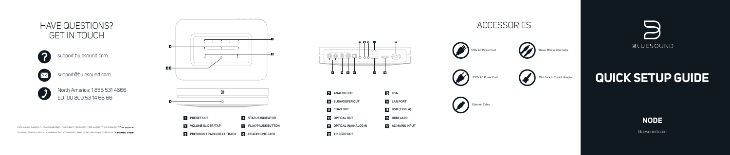# HAVE QUESTIONS? GET IN TOUCH

support.bluesound.com

support@bluesound.com

North America: 1 855 531 4666
EU: 00 800 53 14 66 66

Avez-vous des questions ? / ¿Tienes preguntas? / Noch Fragen? / Domande? / Heb u vragen? / Tem perguntas? / Есть вопросы?
Contactez / Ponte en contacto / Kontaktiere Sie uns / Contattaci / Neem contact met ons op / Contacte-nos / Свяжитесь с нами

| | | | |
|---|---|---|---|
| 1 | PRESETS 1-5 | 4 | STATUS INDICATOR |
| 2 | VOLUME SLIDER/TAP | 5 | PLAY/PAUSE BUTTON |
| 3 | PREVIOUS TRACK/NEXT TRACK | 6 | HEADPHONE JACK |

| | | | |
|---|---|---|---|
| 7 | ANALOG OUT | 13 | IR IN |
| 8 | SUBWOOFER OUT | 14 | LAN PORT |
| 9 | COAX OUT | 15 | USB (TYPE A) |
| 10 | OPTICAL OUT | 16 | HDMI eARC |
| 11 | OPTICAL IN/ANALOG IN | 17 | AC MAINS INPUT |
| 12 | TRIGGER OUT | | |

## ACCESSORIES

- 120V AC Power Cord
- Stereo RCA to RCA Cable
- 230V AC Power Cord
- Mini Jack to Toslink Adaptor
- Ethernet Cable

BLUESOUND

# QUICK SETUP GUIDE

## NODE

bluesound.com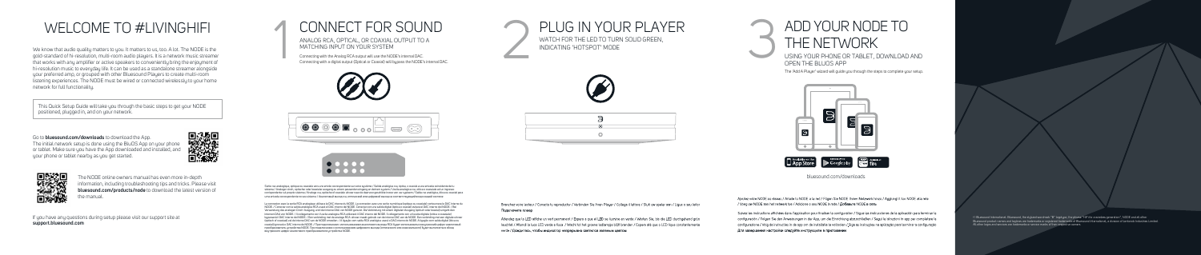# WELCOME TO #LIVINGHIFI

We know that audio quality matters to you. It matters to us, too. A lot. The NODE is the gold-standard of hi-resolution, multi-room audio players. It is a network music streamer that works with any amplifier or active speakers to conveniently bring the enjoyment of hi-resolution music to everyday life. It can be used as a standalone streamer alongside your preferred amp, or grouped with other Bluesound Players to create multi-room listening experiences. The NODE must be wired or connected wirelessly to your home network for full functionality.

This Quick Setup Guide will take you through the basic steps to get your NODE positioned, plugged in, and on your network.

Go to **bluesound.com/downloads** to download the App. The initial network setup is done using the BluOS App on your phone or tablet. Make sure you have the App downloaded and installed, and your phone or tablet nearby as you get started.

The NODE online owners manual has even more in-depth information, including troubleshooting tips and tricks. Please visit **bluesound.com/products/node** to download the latest version of the manual.

If you have any questions during setup please visit our support site at **support.bluesound.com**

# 1 CONNECT FOR SOUND

## ANALOG RCA, OPTICAL, OR COAXIAL OUTPUT TO A MATCHING INPUT ON YOUR SYSTEM

Connecting with the Analog RCA output will use the NODE's internal DAC.
Connecting with a digital output (Optical or Coaxial) will bypass the NODE's internal DAC.

# 2 PLUG IN YOUR PLAYER

## WATCH FOR THE LED TO TURN SOLID GREEN, INDICATING 'HOTSPOT' MODE

Branchez votre lecteur / Conecte tu reproductor / Verbinden Sie Ihren Player / Collega il lettore / Sluit uw speler aan / Ligue o seu leitor / Подключите плеер

Attendez que la LED affiche un vert permanent / Espere a que el LED se ilumine en verde / Warten Sie, bis die LED durchgehend grün leuchtet / Attendi la luce LED verde e fissa / Wacht tot het groene ledlampje blijft branden / Espere até que o LED fique constantemente verde / Дождитесь, чтобы индикатор непрерывно светился зеленым цветом

# 3 ADD YOUR NODE TO THE NETWORK

## USING YOUR PHONE OR TABLET, DOWNLOAD AND OPEN THE BLUOS APP

The 'Add A Player' wizard will guide you through the steps to complete your setup.

bluesound.com/downloads

Ajoutez votre NODE au réseau / Añade tu NODE a la red / Fügen Sie NODE Ihrem Netzwerk hinzu / Aggiungi il tuo NODE alla rete / Voeg uw NODE toe het netwerk toe / Adicione o seu NODE à rede / Добавьте NODE в сеть

Suivez les instructions affichées dans l'application pour finaliser la configuration / Sigue las instrucciones de la aplicación para terminar la configuración / Folgen Sie den Anweisungen in der App, um die Einrichtung abzuschließen / Segui le istruzioni in app per completare la configurazione / Volg de instructies in de app om de installatie te voltooien / Siga as instruções na aplicação para terminar a configuração / Для завершения настройки следуйте инструкциям в приложении

© Bluesound International. Bluesound, the stylized wordmark, "B" logotype, the phrase "HiFi for a wireless generation", NODE and all other Bluesound product names and taglines are trademarks or registered trademarks of Bluesound International, a division of Lenbrook Industries Limited. All other logos and services are trademarks or service marks of their respective owners.